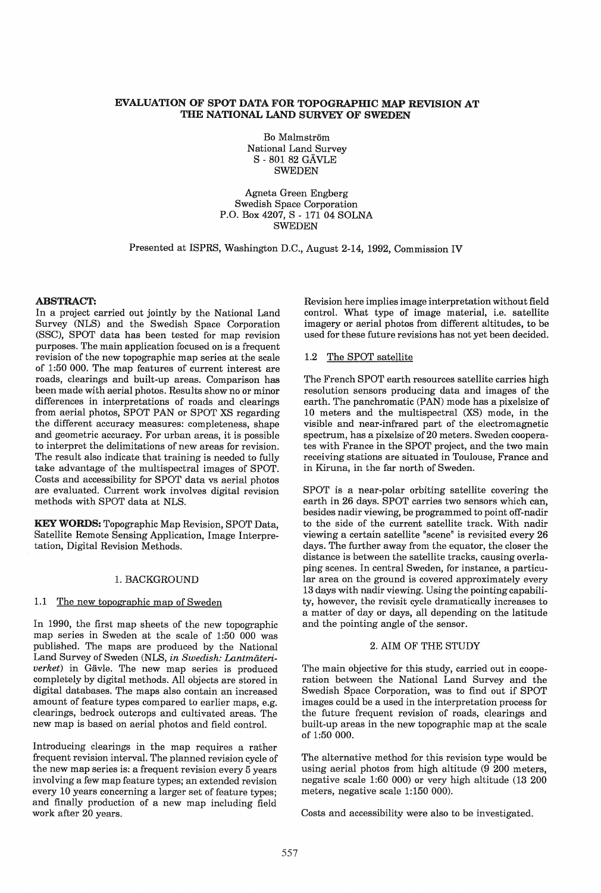# EVALUATION OF SPOT DATA FOR TOPOGRAPHIC MAP REVISION AT THE NATIONAL LAND SURVEY OF SWEDEN

Bo Malmström
National Land Survey
S - 801 82 GÄVLE
SWEDEN

Agneta Green Engberg
Swedish Space Corporation
P.O. Box 4207, S - 171 04 SOLNA
SWEDEN

Presented at ISPRS, Washington D.C., August 2-14, 1992, Commission IV

**ABSTRACT:**
In a project carried out jointly by the National Land Survey (NLS) and the Swedish Space Corporation (SSC), SPOT data has been tested for map revision purposes. The main application focused on is a frequent revision of the new topographic map series at the scale of 1:50 000. The map features of current interest are roads, clearings and built-up areas. Comparison has been made with aerial photos. Results show no or minor differences in interpretations of roads and clearings from aerial photos, SPOT PAN or SPOT XS regarding the different accuracy measures: completeness, shape and geometric accuracy. For urban areas, it is possible to interpret the delimitations of new areas for revision. The result also indicate that training is needed to fully take advantage of the multispectral images of SPOT. Costs and accessibility for SPOT data vs aerial photos are evaluated. Current work involves digital revision methods with SPOT data at NLS.

**KEY WORDS:** Topographic Map Revision, SPOT Data, Satellite Remote Sensing Application, Image Interpretation, Digital Revision Methods.

## 1. BACKGROUND

### 1.1 The new topographic map of Sweden

In 1990, the first map sheets of the new topographic map series in Sweden at the scale of 1:50 000 was published. The maps are produced by the National Land Survey of Sweden (NLS, *in Swedish: Lantmäteriverket*) in Gävle. The new map series is produced completely by digital methods. All objects are stored in digital databases. The maps also contain an increased amount of feature types compared to earlier maps, e.g. clearings, bedrock outcrops and cultivated areas. The new map is based on aerial photos and field control.

Introducing clearings in the map requires a rather frequent revision interval. The planned revision cycle of the new map series is: a frequent revision every 5 years involving a few map feature types; an extended revision every 10 years concerning a larger set of feature types; and finally production of a new map including field work after 20 years.

Revision here implies image interpretation without field control. What type of image material, i.e. satellite imagery or aerial photos from different altitudes, to be used for these future revisions has not yet been decided.

### 1.2 The SPOT satellite

The French SPOT earth resources satellite carries high resolution sensors producing data and images of the earth. The panchromatic (PAN) mode has a pixelsize of 10 meters and the multispectral (XS) mode, in the visible and near-infrared part of the electromagnetic spectrum, has a pixelsize of 20 meters. Sweden cooperates with France in the SPOT project, and the two main receiving stations are situated in Toulouse, France and in Kiruna, in the far north of Sweden.

SPOT is a near-polar orbiting satellite covering the earth in 26 days. SPOT carries two sensors which can, besides nadir viewing, be programmed to point off-nadir to the side of the current satellite track. With nadir viewing a certain satellite "scene" is revisited every 26 days. The further away from the equator, the closer the distance is between the satellite tracks, causing overlaping scenes. In central Sweden, for instance, a particular area on the ground is covered approximately every 13 days with nadir viewing. Using the pointing capability, however, the revisit cycle dramatically increases to a matter of day or days, all depending on the latitude and the pointing angle of the sensor.

## 2. AIM OF THE STUDY

The main objective for this study, carried out in cooperation between the National Land Survey and the Swedish Space Corporation, was to find out if SPOT images could be a used in the interpretation process for the future frequent revision of roads, clearings and built-up areas in the new topographic map at the scale of 1:50 000.

The alternative method for this revision type would be using aerial photos from high altitude (9 200 meters, negative scale 1:60 000) or very high altitude (13 200 meters, negative scale 1:150 000).

Costs and accessibility were also to be investigated.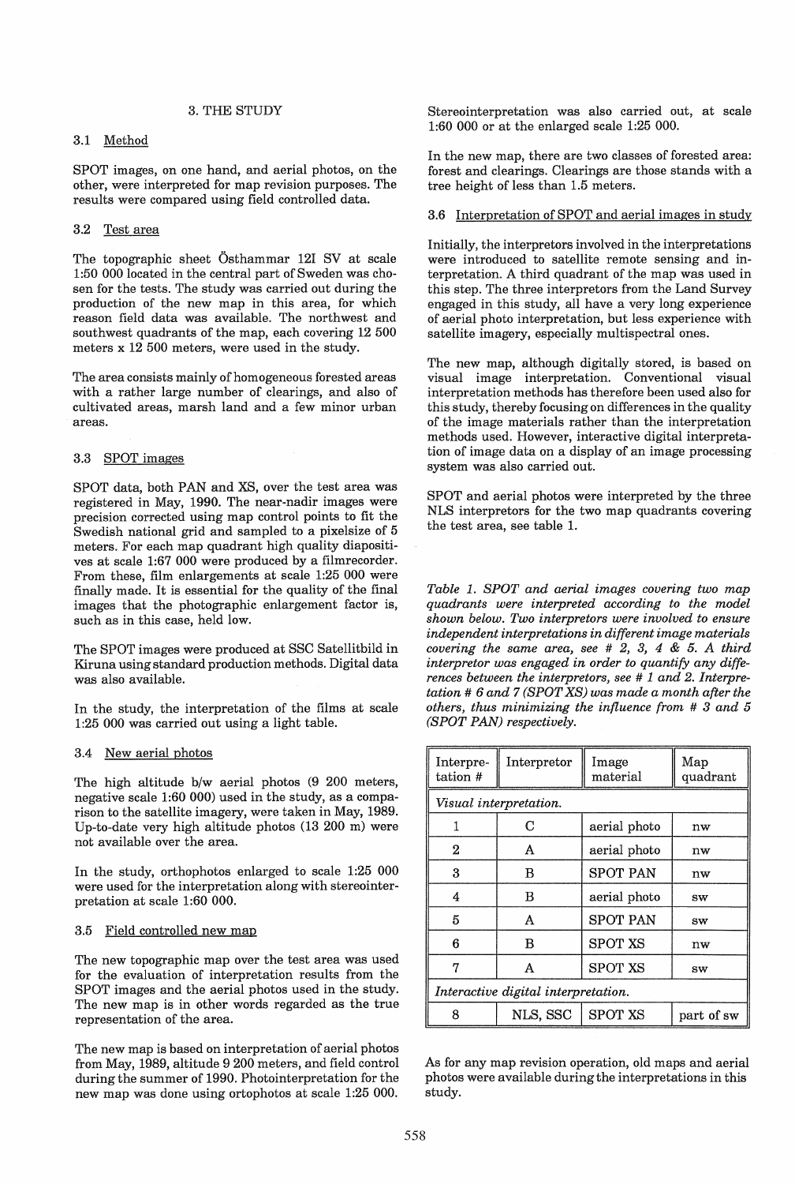## 3. THE STUDY

### 3.1 Method

SPOT images, on one hand, and aerial photos, on the other, were interpreted for map revision purposes. The results were compared using field controlled data.

### 3.2 Test area

The topographic sheet Östhammar 12I SV at scale 1:50 000 located in the central part of Sweden was chosen for the tests. The study was carried out during the production of the new map in this area, for which reason field data was available. The northwest and southwest quadrants of the map, each covering 12 500 meters x 12 500 meters, were used in the study.

The area consists mainly of homogeneous forested areas with a rather large number of clearings, and also of cultivated areas, marsh land and a few minor urban areas.

### 3.3 SPOT images

SPOT data, both PAN and XS, over the test area was registered in May, 1990. The near-nadir images were precision corrected using map control points to fit the Swedish national grid and sampled to a pixelsize of 5 meters. For each map quadrant high quality diapositives at scale 1:67 000 were produced by a filmrecorder. From these, film enlargements at scale 1:25 000 were finally made. It is essential for the quality of the final images that the photographic enlargement factor is, such as in this case, held low.

The SPOT images were produced at SSC Satellitbild in Kiruna using standard production methods. Digital data was also available.

In the study, the interpretation of the films at scale 1:25 000 was carried out using a light table.

### 3.4 New aerial photos

The high altitude b/w aerial photos (9 200 meters, negative scale 1:60 000) used in the study, as a comparison to the satellite imagery, were taken in May, 1989. Up-to-date very high altitude photos (13 200 m) were not available over the area.

In the study, orthophotos enlarged to scale 1:25 000 were used for the interpretation along with stereointerpretation at scale 1:60 000.

### 3.5 Field controlled new map

The new topographic map over the test area was used for the evaluation of interpretation results from the SPOT images and the aerial photos used in the study. The new map is in other words regarded as the true representation of the area.

The new map is based on interpretation of aerial photos from May, 1989, altitude 9 200 meters, and field control during the summer of 1990. Photointerpretation for the new map was done using ortophotos at scale 1:25 000. Stereointerpretation was also carried out, at scale 1:60 000 or at the enlarged scale 1:25 000.

In the new map, there are two classes of forested area: forest and clearings. Clearings are those stands with a tree height of less than 1.5 meters.

### 3.6 Interpretation of SPOT and aerial images in study

Initially, the interpretors involved in the interpretations were introduced to satellite remote sensing and interpretation. A third quadrant of the map was used in this step. The three interpretors from the Land Survey engaged in this study, all have a very long experience of aerial photo interpretation, but less experience with satellite imagery, especially multispectral ones.

The new map, although digitally stored, is based on visual image interpretation. Conventional visual interpretation methods has therefore been used also for this study, thereby focusing on differences in the quality of the image materials rather than the interpretation methods used. However, interactive digital interpretation of image data on a display of an image processing system was also carried out.

SPOT and aerial photos were interpreted by the three NLS interpretors for the two map quadrants covering the test area, see table 1.

*Table 1. SPOT and aerial images covering two map quadrants were interpreted according to the model shown below. Two interpretors were involved to ensure independent interpretations in different image materials covering the same area, see # 2, 3, 4 & 5. A third interpretor was engaged in order to quantify any differences between the interpretors, see # 1 and 2. Interpretation # 6 and 7 (SPOT XS) was made a month after the others, thus minimizing the influence from # 3 and 5 (SPOT PAN) respectively.*

| Interpretation # | Interpretor | Image material | Map quadrant |
|---|---|---|---|
| *Visual interpretation.* | | | |
| 1 | C | aerial photo | nw |
| 2 | A | aerial photo | nw |
| 3 | B | SPOT PAN | nw |
| 4 | B | aerial photo | sw |
| 5 | A | SPOT PAN | sw |
| 6 | B | SPOT XS | nw |
| 7 | A | SPOT XS | sw |
| *Interactive digital interpretation.* | | | |
| 8 | NLS, SSC | SPOT XS | part of sw |

As for any map revision operation, old maps and aerial photos were available during the interpretations in this study.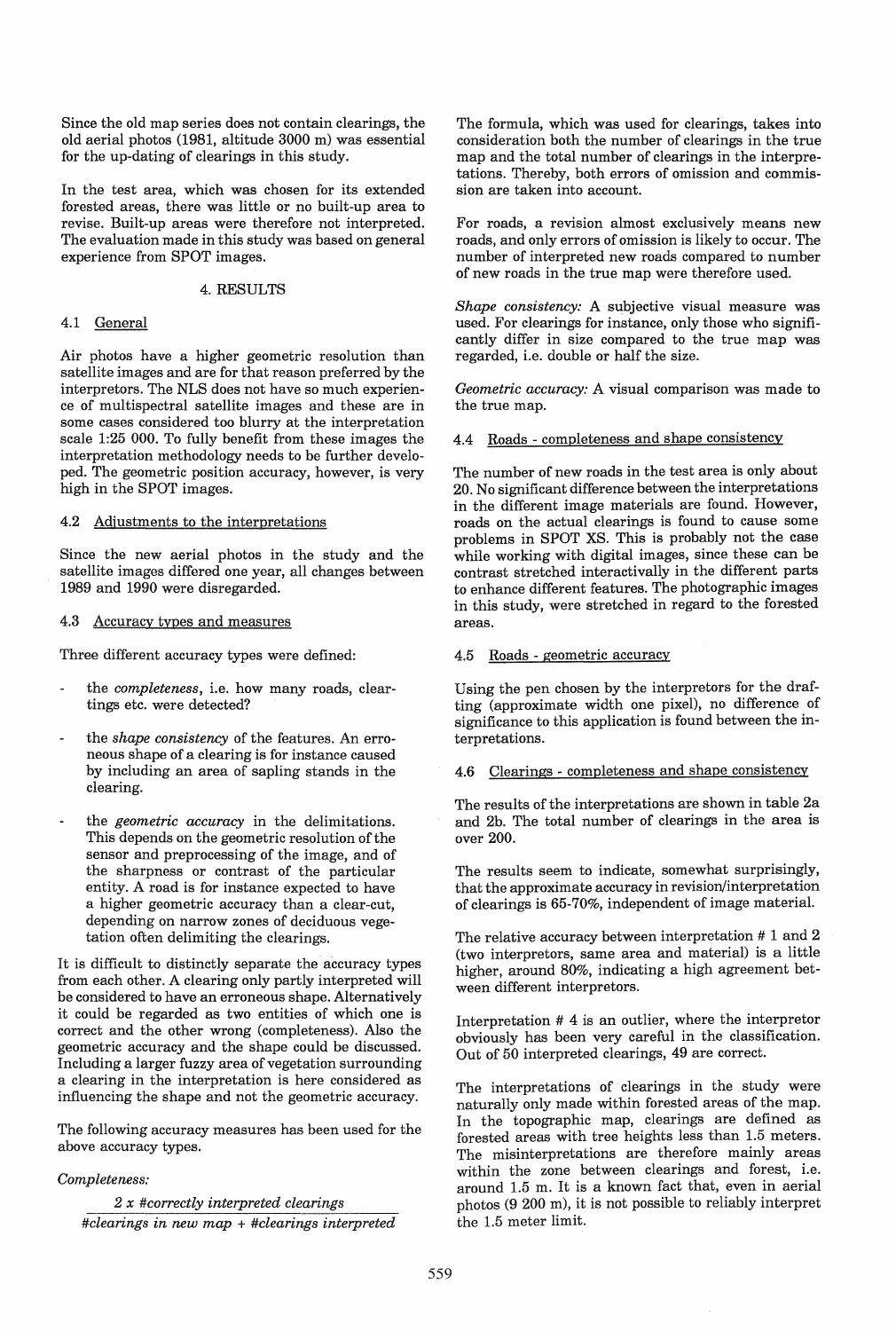Since the old map series does not contain clearings, the old aerial photos (1981, altitude 3000 m) was essential for the up-dating of clearings in this study.

In the test area, which was chosen for its extended forested areas, there was little or no built-up area to revise. Built-up areas were therefore not interpreted. The evaluation made in this study was based on general experience from SPOT images.

## 4. RESULTS

### 4.1 General

Air photos have a higher geometric resolution than satellite images and are for that reason preferred by the interpretors. The NLS does not have so much experience of multispectral satellite images and these are in some cases considered too blurry at the interpretation scale 1:25 000. To fully benefit from these images the interpretation methodology needs to be further developed. The geometric position accuracy, however, is very high in the SPOT images.

### 4.2 Adjustments to the interpretations

Since the new aerial photos in the study and the satellite images differed one year, all changes between 1989 and 1990 were disregarded.

### 4.3 Accuracy types and measures

Three different accuracy types were defined:

- the *completeness*, i.e. how many roads, cleartings etc. were detected?
- the *shape consistency* of the features. An erroneous shape of a clearing is for instance caused by including an area of sapling stands in the clearing.
- the *geometric accuracy* in the delimitations. This depends on the geometric resolution of the sensor and preprocessing of the image, and of the sharpness or contrast of the particular entity. A road is for instance expected to have a higher geometric accuracy than a clear-cut, depending on narrow zones of deciduous vegetation often delimiting the clearings.

It is difficult to distinctly separate the accuracy types from each other. A clearing only partly interpreted will be considered to have an erroneous shape. Alternatively it could be regarded as two entities of which one is correct and the other wrong (completeness). Also the geometric accuracy and the shape could be discussed. Including a larger fuzzy area of vegetation surrounding a clearing in the interpretation is here considered as influencing the shape and not the geometric accuracy.

The following accuracy measures has been used for the above accuracy types.

*Completeness:*

$$\frac{2 \times \#\text{correctly interpreted clearings}}{\#\text{clearings in new map} + \#\text{clearings interpreted}}$$

The formula, which was used for clearings, takes into consideration both the number of clearings in the true map and the total number of clearings in the interpretations. Thereby, both errors of omission and commission are taken into account.

For roads, a revision almost exclusively means new roads, and only errors of omission is likely to occur. The number of interpreted new roads compared to number of new roads in the true map were therefore used.

*Shape consistency:* A subjective visual measure was used. For clearings for instance, only those who significantly differ in size compared to the true map was regarded, i.e. double or half the size.

*Geometric accuracy:* A visual comparison was made to the true map.

### 4.4 Roads - completeness and shape consistency

The number of new roads in the test area is only about 20. No significant difference between the interpretations in the different image materials are found. However, roads on the actual clearings is found to cause some problems in SPOT XS. This is probably not the case while working with digital images, since these can be contrast stretched interactivally in the different parts to enhance different features. The photographic images in this study, were stretched in regard to the forested areas.

### 4.5 Roads - geometric accuracy

Using the pen chosen by the interpretors for the drafting (approximate width one pixel), no difference of significance to this application is found between the interpretations.

### 4.6 Clearings - completeness and shape consistency

The results of the interpretations are shown in table 2a and 2b. The total number of clearings in the area is over 200.

The results seem to indicate, somewhat surprisingly, that the approximate accuracy in revision/interpretation of clearings is 65-70%, independent of image material.

The relative accuracy between interpretation # 1 and 2 (two interpretors, same area and material) is a little higher, around 80%, indicating a high agreement between different interpretors.

Interpretation # 4 is an outlier, where the interpretor obviously has been very careful in the classification. Out of 50 interpreted clearings, 49 are correct.

The interpretations of clearings in the study were naturally only made within forested areas of the map. In the topographic map, clearings are defined as forested areas with tree heights less than 1.5 meters. The misinterpretations are therefore mainly areas within the zone between clearings and forest, i.e. around 1.5 m. It is a known fact that, even in aerial photos (9 200 m), it is not possible to reliably interpret the 1.5 meter limit.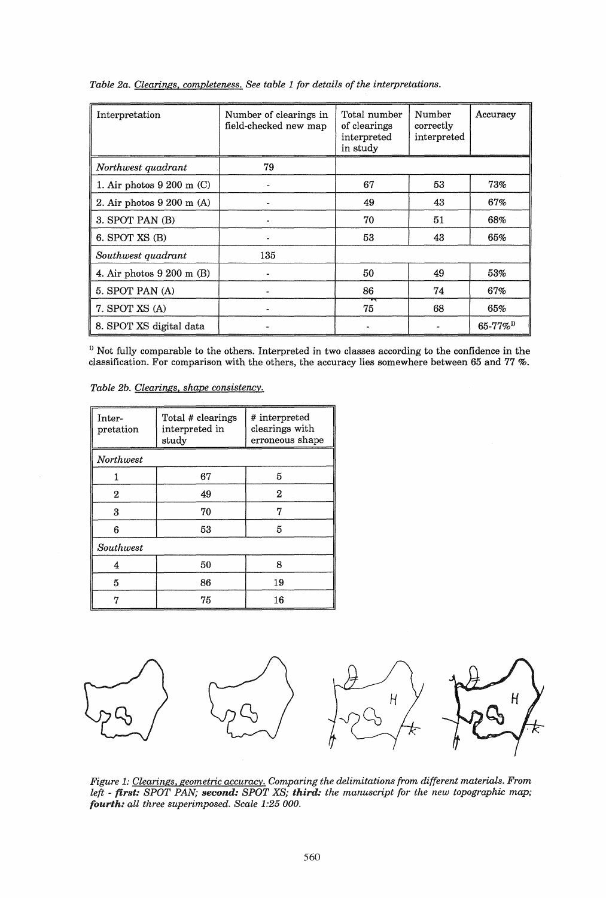*Table 2a. Clearings, completeness. See table 1 for details of the interpretations.*

| Interpretation | Number of clearings in field-checked new map | Total number of clearings interpreted in study | Number correctly interpreted | Accuracy |
|---|---|---|---|---|
| *Northwest quadrant* | 79 | | | |
| 1. Air photos 9 200 m (C) | - | 67 | 53 | 73% |
| 2. Air photos 9 200 m (A) | - | 49 | 43 | 67% |
| 3. SPOT PAN (B) | - | 70 | 51 | 68% |
| 6. SPOT XS (B) | - | 53 | 43 | 65% |
| *Southwest quadrant* | 135 | | | |
| 4. Air photos 9 200 m (B) | - | 50 | 49 | 53% |
| 5. SPOT PAN (A) | - | 86 | 74 | 67% |
| 7. SPOT XS (A) | - | 75 | 68 | 65% |
| 8. SPOT XS digital data | - | - | - | 65-77%[1)] |

[1)] Not fully comparable to the others. Interpreted in two classes according to the confidence in the classification. For comparison with the others, the accuracy lies somewhere between 65 and 77 %.

*Table 2b. Clearings, shape consistency.*

| Inter-pretation | Total # clearings interpreted in study | # interpreted clearings with erroneous shape |
|---|---|---|
| *Northwest* | | |
| 1 | 67 | 5 |
| 2 | 49 | 2 |
| 3 | 70 | 7 |
| 6 | 53 | 5 |
| *Southwest* | | |
| 4 | 50 | 8 |
| 5 | 86 | 19 |
| 7 | 75 | 16 |

*Figure 1: Clearings, geometric accuracy. Comparing the delimitations from different materials. From left - **first:** SPOT PAN; **second:** SPOT XS; **third:** the manuscript for the new topographic map; **fourth:** all three superimposed. Scale 1:25 000.*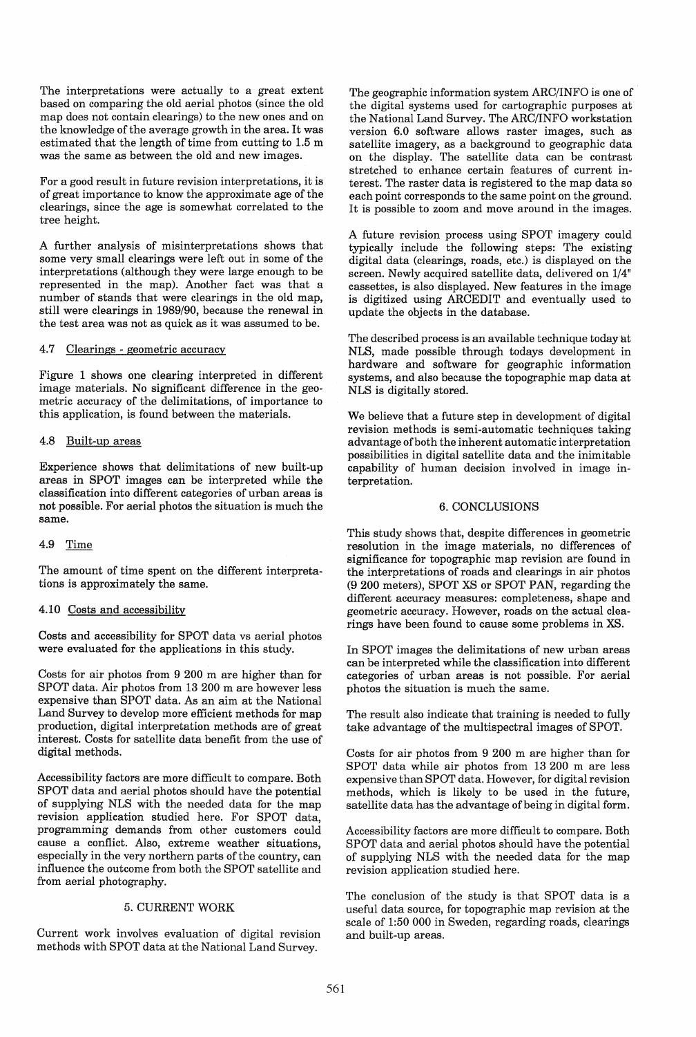The interpretations were actually to a great extent based on comparing the old aerial photos (since the old map does not contain clearings) to the new ones and on the knowledge of the average growth in the area. It was estimated that the length of time from cutting to 1.5 m was the same as between the old and new images.

For a good result in future revision interpretations, it is of great importance to know the approximate age of the clearings, since the age is somewhat correlated to the tree height.

A further analysis of misinterpretations shows that some very small clearings were left out in some of the interpretations (although they were large enough to be represented in the map). Another fact was that a number of stands that were clearings in the old map, still were clearings in 1989/90, because the renewal in the test area was not as quick as it was assumed to be.

### 4.7 Clearings - geometric accuracy

Figure 1 shows one clearing interpreted in different image materials. No significant difference in the geometric accuracy of the delimitations, of importance to this application, is found between the materials.

### 4.8 Built-up areas

Experience shows that delimitations of new built-up areas in SPOT images can be interpreted while the classification into different categories of urban areas is not possible. For aerial photos the situation is much the same.

### 4.9 Time

The amount of time spent on the different interpretations is approximately the same.

### 4.10 Costs and accessibility

Costs and accessibility for SPOT data vs aerial photos were evaluated for the applications in this study.

Costs for air photos from 9 200 m are higher than for SPOT data. Air photos from 13 200 m are however less expensive than SPOT data. As an aim at the National Land Survey to develop more efficient methods for map production, digital interpretation methods are of great interest. Costs for satellite data benefit from the use of digital methods.

Accessibility factors are more difficult to compare. Both SPOT data and aerial photos should have the potential of supplying NLS with the needed data for the map revision application studied here. For SPOT data, programming demands from other customers could cause a conflict. Also, extreme weather situations, especially in the very northern parts of the country, can influence the outcome from both the SPOT satellite and from aerial photography.

## 5. CURRENT WORK

Current work involves evaluation of digital revision methods with SPOT data at the National Land Survey.

The geographic information system ARC/INFO is one of the digital systems used for cartographic purposes at the National Land Survey. The ARC/INFO workstation version 6.0 software allows raster images, such as satellite imagery, as a background to geographic data on the display. The satellite data can be contrast stretched to enhance certain features of current interest. The raster data is registered to the map data so each point corresponds to the same point on the ground. It is possible to zoom and move around in the images.

A future revision process using SPOT imagery could typically include the following steps: The existing digital data (clearings, roads, etc.) is displayed on the screen. Newly acquired satellite data, delivered on 1/4" cassettes, is also displayed. New features in the image is digitized using ARCEDIT and eventually used to update the objects in the database.

The described process is an available technique today at NLS, made possible through todays development in hardware and software for geographic information systems, and also because the topographic map data at NLS is digitally stored.

We believe that a future step in development of digital revision methods is semi-automatic techniques taking advantage of both the inherent automatic interpretation possibilities in digital satellite data and the inimitable capability of human decision involved in image interpretation.

## 6. CONCLUSIONS

This study shows that, despite differences in geometric resolution in the image materials, no differences of significance for topographic map revision are found in the interpretations of roads and clearings in air photos (9 200 meters), SPOT XS or SPOT PAN, regarding the different accuracy measures: completeness, shape and geometric accuracy. However, roads on the actual clearings have been found to cause some problems in XS.

In SPOT images the delimitations of new urban areas can be interpreted while the classification into different categories of urban areas is not possible. For aerial photos the situation is much the same.

The result also indicate that training is needed to fully take advantage of the multispectral images of SPOT.

Costs for air photos from 9 200 m are higher than for SPOT data while air photos from 13 200 m are less expensive than SPOT data. However, for digital revision methods, which is likely to be used in the future, satellite data has the advantage of being in digital form.

Accessibility factors are more difficult to compare. Both SPOT data and aerial photos should have the potential of supplying NLS with the needed data for the map revision application studied here.

The conclusion of the study is that SPOT data is a useful data source, for topographic map revision at the scale of 1:50 000 in Sweden, regarding roads, clearings and built-up areas.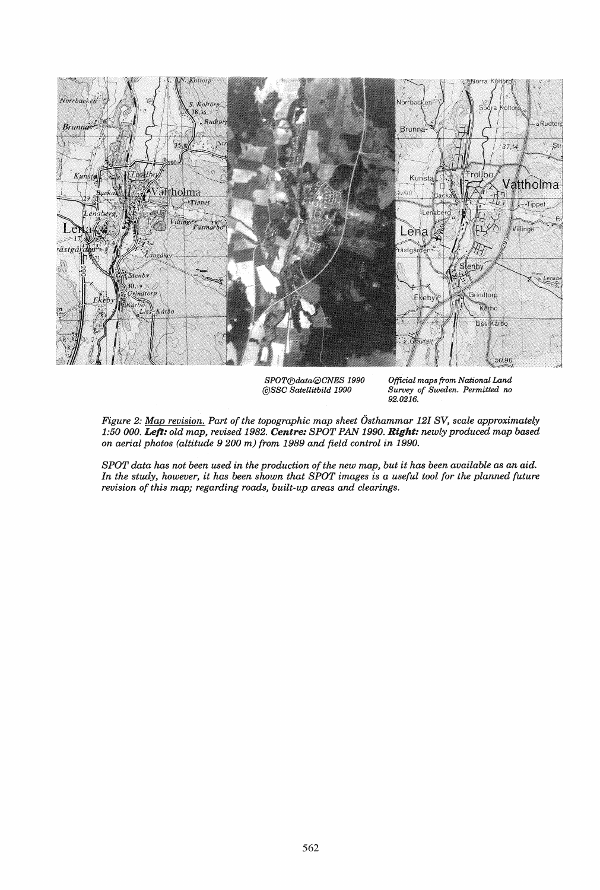*SPOT®data©CNES 1990*
*©SSC Satellitbild 1990*

*Official maps from National Land Survey of Sweden. Permitted no 92.0216.*

*Figure 2: <u>Map revision.</u> Part of the topographic map sheet Östhammar 12I SV, scale approximately 1:50 000.* ***Left:*** *old map, revised 1982.* ***Centre:*** *SPOT PAN 1990.* ***Right:*** *newly produced map based on aerial photos (altitude 9 200 m) from 1989 and field control in 1990.*

*SPOT data has not been used in the production of the new map, but it has been available as an aid. In the study, however, it has been shown that SPOT images is a useful tool for the planned future revision of this map; regarding roads, built-up areas and clearings.*